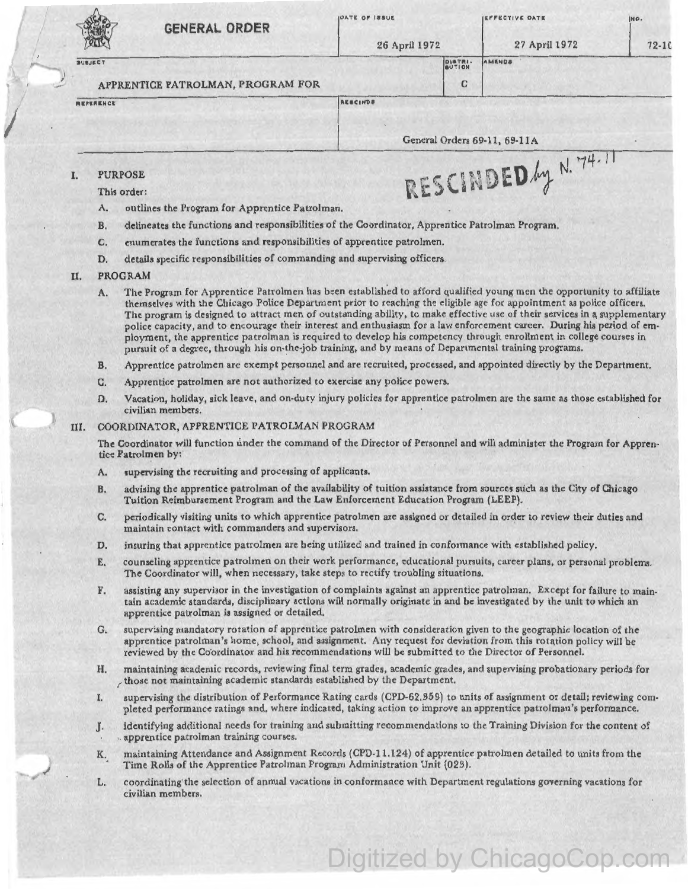# GENERAL ORDER

| DATE OF ISSUE | EFFECTIVE DATE | NO. |
|---|---|---|
| 26 April 1972 | 27 April 1972 | 72-10 |

| SUBJECT | DISTRIBUTION | AMENDS |
|---|---|---|
| APPRENTICE PATROLMAN, PROGRAM FOR | C | |

| REFERENCE | RESCINDS |
|---|---|
| | General Orders 69-11, 69-11A |

RESCINDED by N. 74-11

## I. PURPOSE

This order:

A. outlines the Program for Apprentice Patrolman.

B. delineates the functions and responsibilities of the Coordinator, Apprentice Patrolman Program.

C. enumerates the functions and responsibilities of apprentice patrolmen.

D. details specific responsibilities of commanding and supervising officers.

## II. PROGRAM

A. The Program for Apprentice Patrolmen has been established to afford qualified young men the opportunity to affiliate themselves with the Chicago Police Department prior to reaching the eligible age for appointment as police officers. The program is designed to attract men of outstanding ability, to make effective use of their services in a supplementary police capacity, and to encourage their interest and enthusiasm for a law enforcement career. During his period of employment, the apprentice patrolman is required to develop his competency through enrollment in college courses in pursuit of a degree, through his on-the-job training, and by means of Departmental training programs.

B. Apprentice patrolmen are exempt personnel and are recruited, processed, and appointed directly by the Department.

C. Apprentice patrolmen are not authorized to exercise any police powers.

D. Vacation, holiday, sick leave, and on-duty injury policies for apprentice patrolmen are the same as those established for civilian members.

## III. COORDINATOR, APPRENTICE PATROLMAN PROGRAM

The Coordinator will function under the command of the Director of Personnel and will administer the Program for Apprentice Patrolmen by:

A. supervising the recruiting and processing of applicants.

B. advising the apprentice patrolman of the availability of tuition assistance from sources such as the City of Chicago Tuition Reimbursement Program and the Law Enforcement Education Program (LEEP).

C. periodically visiting units to which apprentice patrolmen are assigned or detailed in order to review their duties and maintain contact with commanders and supervisors.

D. insuring that apprentice patrolmen are being utilized and trained in conformance with established policy.

E. counseling apprentice patrolmen on their work performance, educational pursuits, career plans, or personal problems. The Coordinator will, when necessary, take steps to rectify troubling situations.

F. assisting any supervisor in the investigation of complaints against an apprentice patrolman. Except for failure to maintain academic standards, disciplinary actions will normally originate in and be investigated by the unit to which an apprentice patrolman is assigned or detailed.

G. supervising mandatory rotation of apprentice patrolmen with consideration given to the geographic location of the apprentice patrolman's home, school, and assignment. Any request for deviation from this rotation policy will be reviewed by the Coordinator and his recommendations will be submitted to the Director of Personnel.

H. maintaining academic records, reviewing final term grades, academic grades, and supervising probationary periods for those not maintaining academic standards established by the Department.

I. supervising the distribution of Performance Rating cards (CPD-62.359) to units of assignment or detail; reviewing completed performance ratings and, where indicated, taking action to improve an apprentice patrolman's performance.

J. identifying additional needs for training and submitting recommendations to the Training Division for the content of apprentice patrolman training courses.

K. maintaining Attendance and Assignment Records (CPD-11.124) of apprentice patrolmen detailed to units from the Time Rolls of the Apprentice Patrolman Program Administration Unit (023).

L. coordinating the selection of annual vacations in conformance with Department regulations governing vacations for civilian members.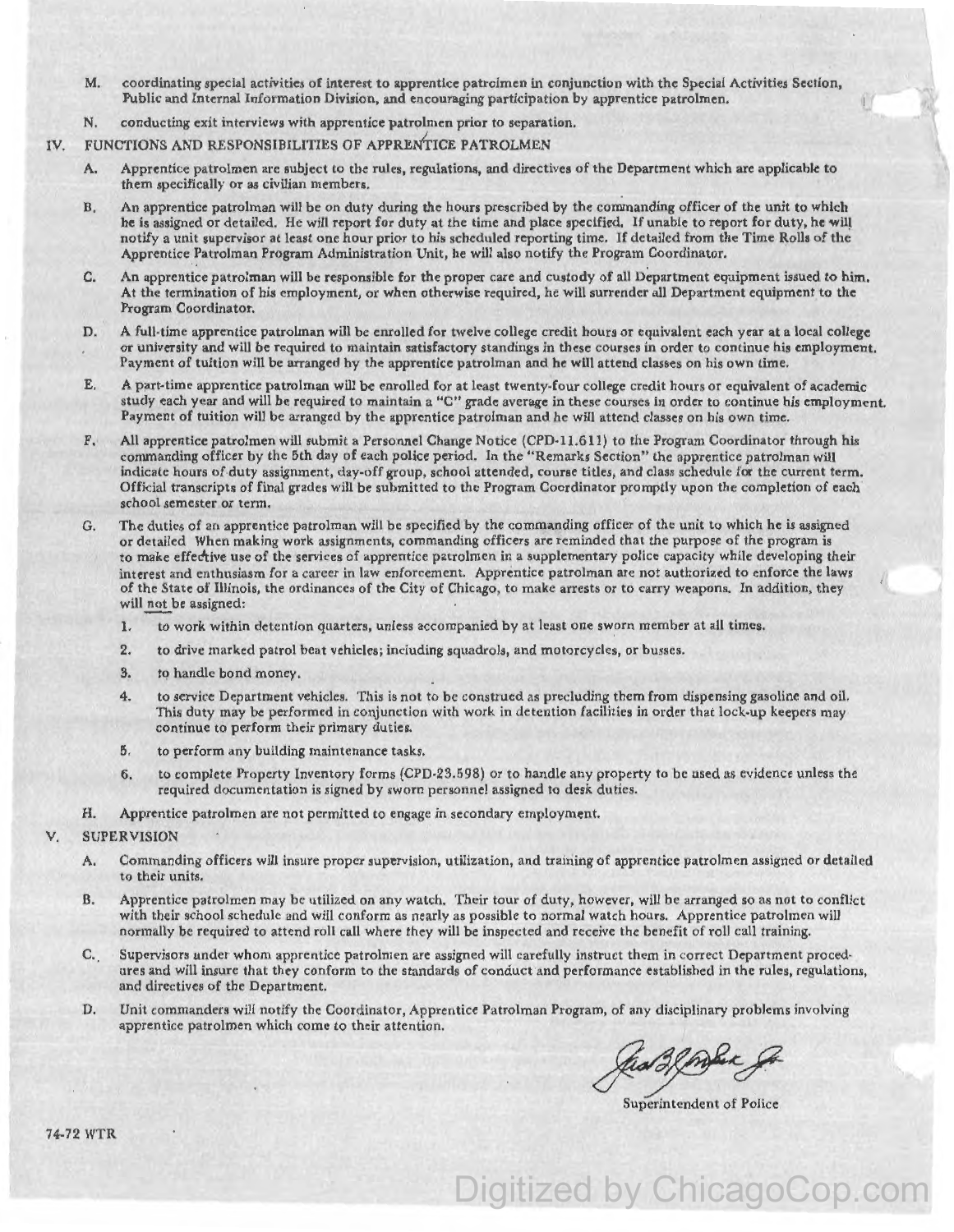M. coordinating special activities of interest to apprentice patrolmen in conjunction with the Special Activities Section, Public and Internal Information Division, and encouraging participation by apprentice patrolmen.

N. conducting exit interviews with apprentice patrolmen prior to separation.

## IV. FUNCTIONS AND RESPONSIBILITIES OF APPRENTICE PATROLMEN

A. Apprentice patrolmen are subject to the rules, regulations, and directives of the Department which are applicable to them specifically or as civilian members.

B. An apprentice patrolman will be on duty during the hours prescribed by the commanding officer of the unit to which he is assigned or detailed. He will report for duty at the time and place specified. If unable to report for duty, he will notify a unit supervisor at least one hour prior to his scheduled reporting time. If detailed from the Time Rolls of the Apprentice Patrolman Program Administration Unit, he will also notify the Program Coordinator.

C. An apprentice patrolman will be responsible for the proper care and custody of all Department equipment issued to him. At the termination of his employment, or when otherwise required, he will surrender all Department equipment to the Program Coordinator.

D. A full-time apprentice patrolman will be enrolled for twelve college credit hours or equivalent each year at a local college or university and will be required to maintain satisfactory standings in these courses in order to continue his employment. Payment of tuition will be arranged by the apprentice patrolman and he will attend classes on his own time.

E. A part-time apprentice patrolman will be enrolled for at least twenty-four college credit hours or equivalent of academic study each year and will be required to maintain a "C" grade average in these courses in order to continue his employment. Payment of tuition will be arranged by the apprentice patrolman and he will attend classes on his own time.

F. All apprentice patrolmen will submit a Personnel Change Notice (CPD-11.611) to the Program Coordinator through his commanding officer by the 5th day of each police period. In the "Remarks Section" the apprentice patrolman will indicate hours of duty assignment, day-off group, school attended, course titles, and class schedule for the current term. Official transcripts of final grades will be submitted to the Program Coordinator promptly upon the completion of each school semester or term.

G. The duties of an apprentice patrolman will be specified by the commanding officer of the unit to which he is assigned or detailed When making work assignments, commanding officers are reminded that the purpose of the program is to make effective use of the services of apprentice patrolmen in a supplementary police capacity while developing their interest and enthusiasm for a career in law enforcement. Apprentice patrolman are not authorized to enforce the laws of the State of Illinois, the ordinances of the City of Chicago, to make arrests or to carry weapons. In addition, they will not be assigned:

1. to work within detention quarters, unless accompanied by at least one sworn member at all times.
2. to drive marked patrol beat vehicles; including squadrols, and motorcycles, or busses.
3. to handle bond money.
4. to service Department vehicles. This is not to be construed as precluding them from dispensing gasoline and oil. This duty may be performed in conjunction with work in detention facilities in order that lock-up keepers may continue to perform their primary duties.
5. to perform any building maintenance tasks.
6. to complete Property Inventory forms (CPD-23.598) or to handle any property to be used as evidence unless the required documentation is signed by sworn personnel assigned to desk duties.

H. Apprentice patrolmen are not permitted to engage in secondary employment.

## V. SUPERVISION

A. Commanding officers will insure proper supervision, utilization, and training of apprentice patrolmen assigned or detailed to their units.

B. Apprentice patrolmen may be utilized on any watch. Their tour of duty, however, will be arranged so as not to conflict with their school schedule and will conform as nearly as possible to normal watch hours. Apprentice patrolmen will normally be required to attend roll call where they will be inspected and receive the benefit of roll call training.

C. Supervisors under whom apprentice patrolmen are assigned will carefully instruct them in correct Department procedures and will insure that they conform to the standards of conduct and performance established in the rules, regulations, and directives of the Department.

D. Unit commanders will notify the Coordinator, Apprentice Patrolman Program, of any disciplinary problems involving apprentice patrolmen which come to their attention.

Superintendent of Police

74-72 WTR